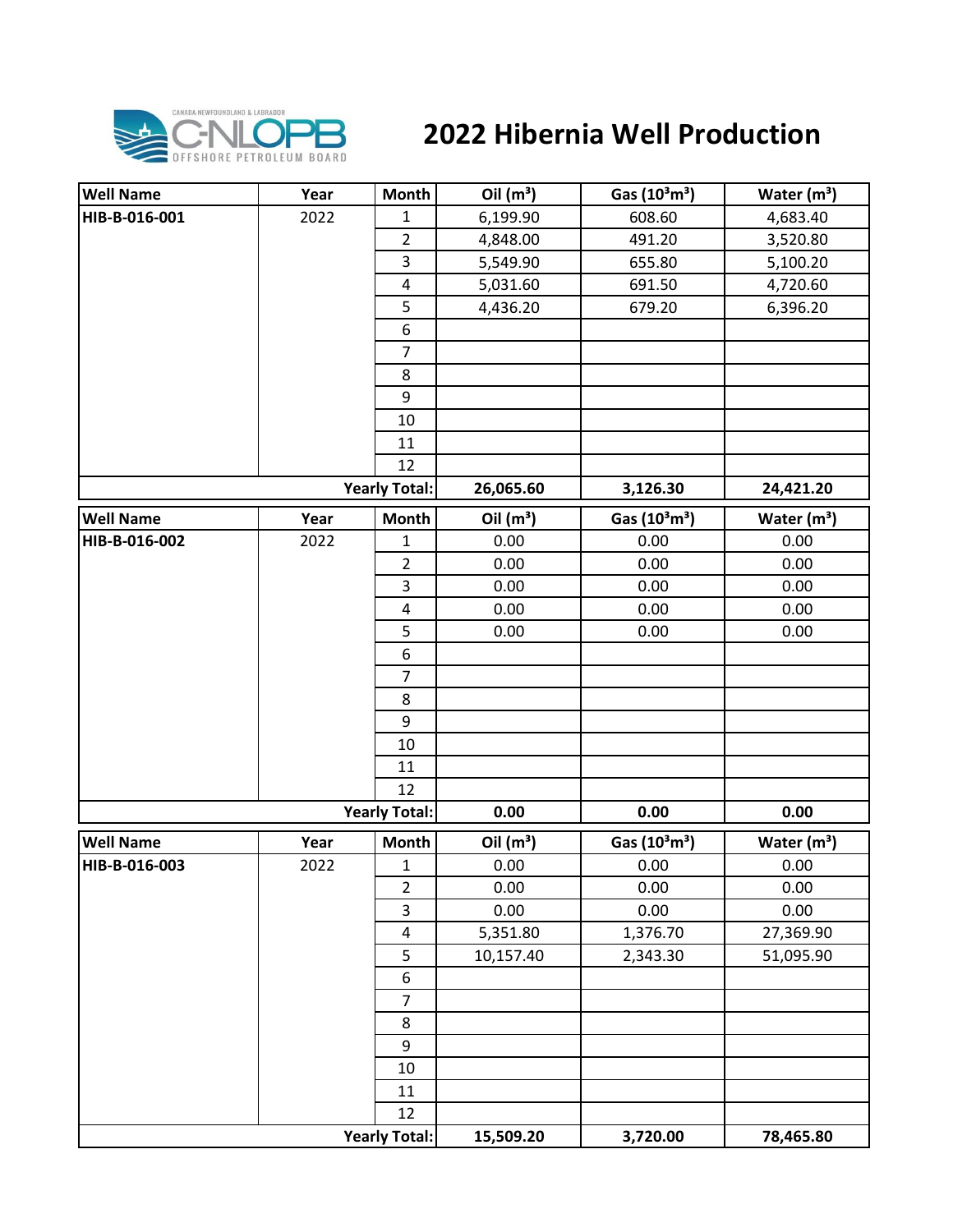# 2022 Hibernia Well Production

| Well Name | Year | Month | Oil ($m^3$) | Gas ($10^3m^3$) | Water ($m^3$) |
|---|---|---|---|---|---|
| **HIB-B-016-001** | 2022 | 1 | 6,199.90 | 608.60 | 4,683.40 |
| | | 2 | 4,848.00 | 491.20 | 3,520.80 |
| | | 3 | 5,549.90 | 655.80 | 5,100.20 |
| | | 4 | 5,031.60 | 691.50 | 4,720.60 |
| | | 5 | 4,436.20 | 679.20 | 6,396.20 |
| | | 6 | | | |
| | | 7 | | | |
| | | 8 | | | |
| | | 9 | | | |
| | | 10 | | | |
| | | 11 | | | |
| | | 12 | | | |
| | | **Yearly Total:** | **26,065.60** | **3,126.30** | **24,421.20** |

| Well Name | Year | Month | Oil ($m^3$) | Gas ($10^3m^3$) | Water ($m^3$) |
|---|---|---|---|---|---|
| **HIB-B-016-002** | 2022 | 1 | 0.00 | 0.00 | 0.00 |
| | | 2 | 0.00 | 0.00 | 0.00 |
| | | 3 | 0.00 | 0.00 | 0.00 |
| | | 4 | 0.00 | 0.00 | 0.00 |
| | | 5 | 0.00 | 0.00 | 0.00 |
| | | 6 | | | |
| | | 7 | | | |
| | | 8 | | | |
| | | 9 | | | |
| | | 10 | | | |
| | | 11 | | | |
| | | 12 | | | |
| | | **Yearly Total:** | **0.00** | **0.00** | **0.00** |

| Well Name | Year | Month | Oil ($m^3$) | Gas ($10^3m^3$) | Water ($m^3$) |
|---|---|---|---|---|---|
| **HIB-B-016-003** | 2022 | 1 | 0.00 | 0.00 | 0.00 |
| | | 2 | 0.00 | 0.00 | 0.00 |
| | | 3 | 0.00 | 0.00 | 0.00 |
| | | 4 | 5,351.80 | 1,376.70 | 27,369.90 |
| | | 5 | 10,157.40 | 2,343.30 | 51,095.90 |
| | | 6 | | | |
| | | 7 | | | |
| | | 8 | | | |
| | | 9 | | | |
| | | 10 | | | |
| | | 11 | | | |
| | | 12 | | | |
| | | **Yearly Total:** | **15,509.20** | **3,720.00** | **78,465.80** |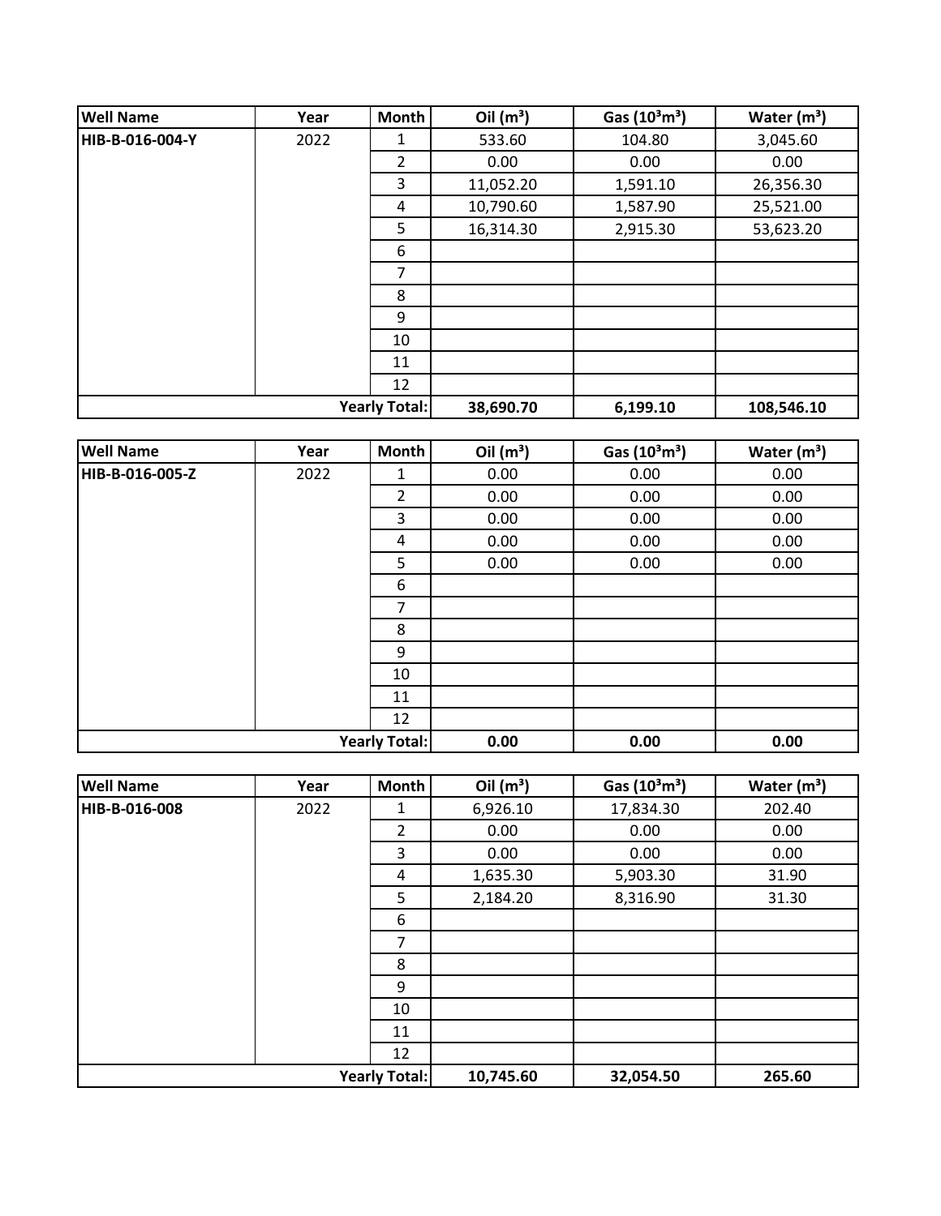| Well Name | Year | Month | Oil ($m^3$) | Gas ($10^3m^3$) | Water ($m^3$) |
|---|---|---|---|---|---|
| HIB-B-016-004-Y | 2022 | 1 | 533.60 | 104.80 | 3,045.60 |
| | | 2 | 0.00 | 0.00 | 0.00 |
| | | 3 | 11,052.20 | 1,591.10 | 26,356.30 |
| | | 4 | 10,790.60 | 1,587.90 | 25,521.00 |
| | | 5 | 16,314.30 | 2,915.30 | 53,623.20 |
| | | 6 | | | |
| | | 7 | | | |
| | | 8 | | | |
| | | 9 | | | |
| | | 10 | | | |
| | | 11 | | | |
| | | 12 | | | |
| | | **Yearly Total:** | **38,690.70** | **6,199.10** | **108,546.10** |

| Well Name | Year | Month | Oil ($m^3$) | Gas ($10^3m^3$) | Water ($m^3$) |
|---|---|---|---|---|---|
| HIB-B-016-005-Z | 2022 | 1 | 0.00 | 0.00 | 0.00 |
| | | 2 | 0.00 | 0.00 | 0.00 |
| | | 3 | 0.00 | 0.00 | 0.00 |
| | | 4 | 0.00 | 0.00 | 0.00 |
| | | 5 | 0.00 | 0.00 | 0.00 |
| | | 6 | | | |
| | | 7 | | | |
| | | 8 | | | |
| | | 9 | | | |
| | | 10 | | | |
| | | 11 | | | |
| | | 12 | | | |
| | | **Yearly Total:** | **0.00** | **0.00** | **0.00** |

| Well Name | Year | Month | Oil ($m^3$) | Gas ($10^3m^3$) | Water ($m^3$) |
|---|---|---|---|---|---|
| HIB-B-016-008 | 2022 | 1 | 6,926.10 | 17,834.30 | 202.40 |
| | | 2 | 0.00 | 0.00 | 0.00 |
| | | 3 | 0.00 | 0.00 | 0.00 |
| | | 4 | 1,635.30 | 5,903.30 | 31.90 |
| | | 5 | 2,184.20 | 8,316.90 | 31.30 |
| | | 6 | | | |
| | | 7 | | | |
| | | 8 | | | |
| | | 9 | | | |
| | | 10 | | | |
| | | 11 | | | |
| | | 12 | | | |
| | | **Yearly Total:** | **10,745.60** | **32,054.50** | **265.60** |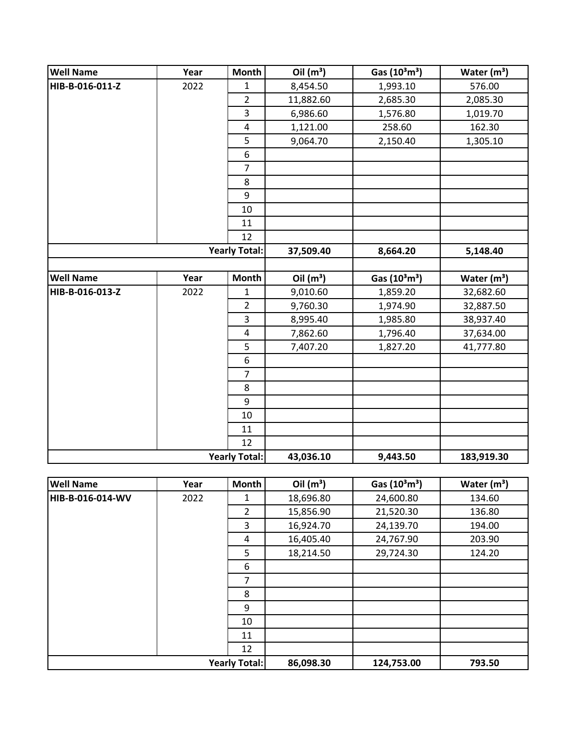| Well Name | Year | Month | Oil ($m^3$) | Gas ($10^3 m^3$) | Water ($m^3$) |
|---|---|---|---|---|---|
| HIB-B-016-011-Z | 2022 | 1 | 8,454.50 | 1,993.10 | 576.00 |
| | | 2 | 11,882.60 | 2,685.30 | 2,085.30 |
| | | 3 | 6,986.60 | 1,576.80 | 1,019.70 |
| | | 4 | 1,121.00 | 258.60 | 162.30 |
| | | 5 | 9,064.70 | 2,150.40 | 1,305.10 |
| | | 6 | | | |
| | | 7 | | | |
| | | 8 | | | |
| | | 9 | | | |
| | | 10 | | | |
| | | 11 | | | |
| | | 12 | | | |
| | | **Yearly Total:** | **37,509.40** | **8,664.20** | **5,148.40** |

| Well Name | Year | Month | Oil ($m^3$) | Gas ($10^3 m^3$) | Water ($m^3$) |
|---|---|---|---|---|---|
| HIB-B-016-013-Z | 2022 | 1 | 9,010.60 | 1,859.20 | 32,682.60 |
| | | 2 | 9,760.30 | 1,974.90 | 32,887.50 |
| | | 3 | 8,995.40 | 1,985.80 | 38,937.40 |
| | | 4 | 7,862.60 | 1,796.40 | 37,634.00 |
| | | 5 | 7,407.20 | 1,827.20 | 41,777.80 |
| | | 6 | | | |
| | | 7 | | | |
| | | 8 | | | |
| | | 9 | | | |
| | | 10 | | | |
| | | 11 | | | |
| | | 12 | | | |
| | | **Yearly Total:** | **43,036.10** | **9,443.50** | **183,919.30** |

| Well Name | Year | Month | Oil ($m^3$) | Gas ($10^3 m^3$) | Water ($m^3$) |
|---|---|---|---|---|---|
| HIB-B-016-014-WV | 2022 | 1 | 18,696.80 | 24,600.80 | 134.60 |
| | | 2 | 15,856.90 | 21,520.30 | 136.80 |
| | | 3 | 16,924.70 | 24,139.70 | 194.00 |
| | | 4 | 16,405.40 | 24,767.90 | 203.90 |
| | | 5 | 18,214.50 | 29,724.30 | 124.20 |
| | | 6 | | | |
| | | 7 | | | |
| | | 8 | | | |
| | | 9 | | | |
| | | 10 | | | |
| | | 11 | | | |
| | | 12 | | | |
| | | **Yearly Total:** | **86,098.30** | **124,753.00** | **793.50** |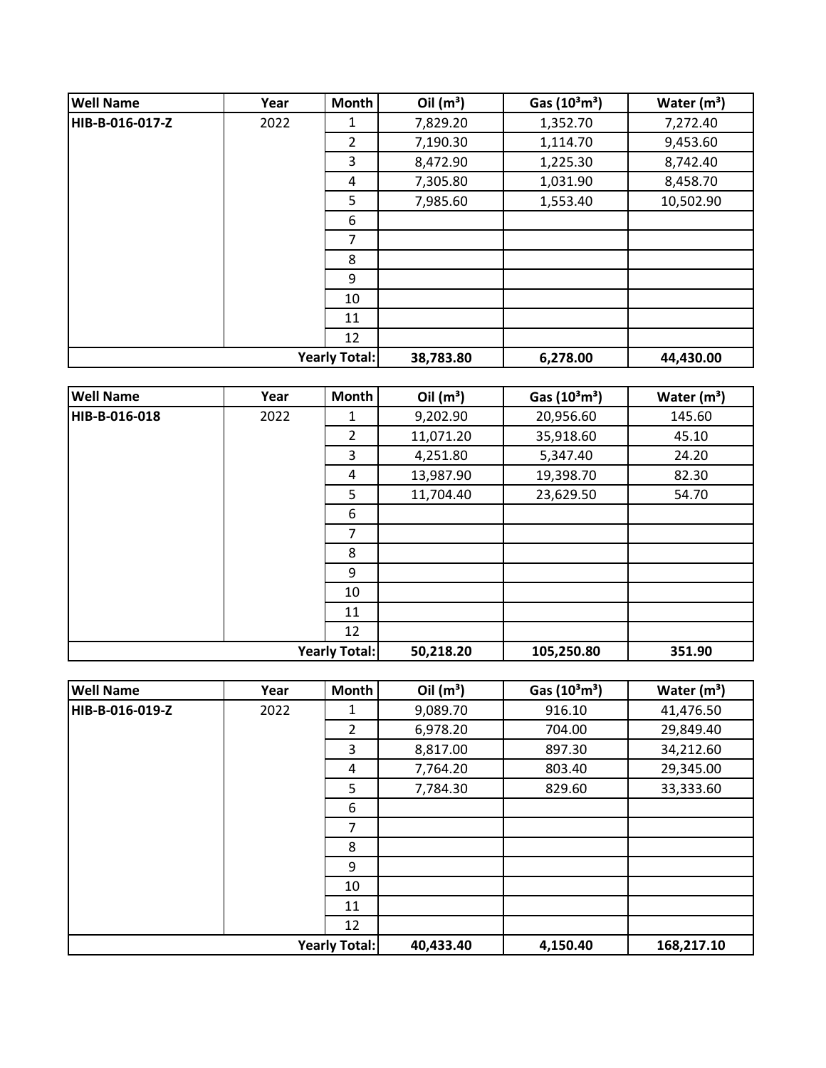| Well Name | Year | Month | Oil ($m^3$) | Gas ($10^3m^3$) | Water ($m^3$) |
|---|---|---|---|---|---|
| HIB-B-016-017-Z | 2022 | 1 | 7,829.20 | 1,352.70 | 7,272.40 |
| | | 2 | 7,190.30 | 1,114.70 | 9,453.60 |
| | | 3 | 8,472.90 | 1,225.30 | 8,742.40 |
| | | 4 | 7,305.80 | 1,031.90 | 8,458.70 |
| | | 5 | 7,985.60 | 1,553.40 | 10,502.90 |
| | | 6 | | | |
| | | 7 | | | |
| | | 8 | | | |
| | | 9 | | | |
| | | 10 | | | |
| | | 11 | | | |
| | | 12 | | | |
| | | **Yearly Total:** | **38,783.80** | **6,278.00** | **44,430.00** |

| Well Name | Year | Month | Oil ($m^3$) | Gas ($10^3m^3$) | Water ($m^3$) |
|---|---|---|---|---|---|
| HIB-B-016-018 | 2022 | 1 | 9,202.90 | 20,956.60 | 145.60 |
| | | 2 | 11,071.20 | 35,918.60 | 45.10 |
| | | 3 | 4,251.80 | 5,347.40 | 24.20 |
| | | 4 | 13,987.90 | 19,398.70 | 82.30 |
| | | 5 | 11,704.40 | 23,629.50 | 54.70 |
| | | 6 | | | |
| | | 7 | | | |
| | | 8 | | | |
| | | 9 | | | |
| | | 10 | | | |
| | | 11 | | | |
| | | 12 | | | |
| | | **Yearly Total:** | **50,218.20** | **105,250.80** | **351.90** |

| Well Name | Year | Month | Oil ($m^3$) | Gas ($10^3m^3$) | Water ($m^3$) |
|---|---|---|---|---|---|
| HIB-B-016-019-Z | 2022 | 1 | 9,089.70 | 916.10 | 41,476.50 |
| | | 2 | 6,978.20 | 704.00 | 29,849.40 |
| | | 3 | 8,817.00 | 897.30 | 34,212.60 |
| | | 4 | 7,764.20 | 803.40 | 29,345.00 |
| | | 5 | 7,784.30 | 829.60 | 33,333.60 |
| | | 6 | | | |
| | | 7 | | | |
| | | 8 | | | |
| | | 9 | | | |
| | | 10 | | | |
| | | 11 | | | |
| | | 12 | | | |
| | | **Yearly Total:** | **40,433.40** | **4,150.40** | **168,217.10** |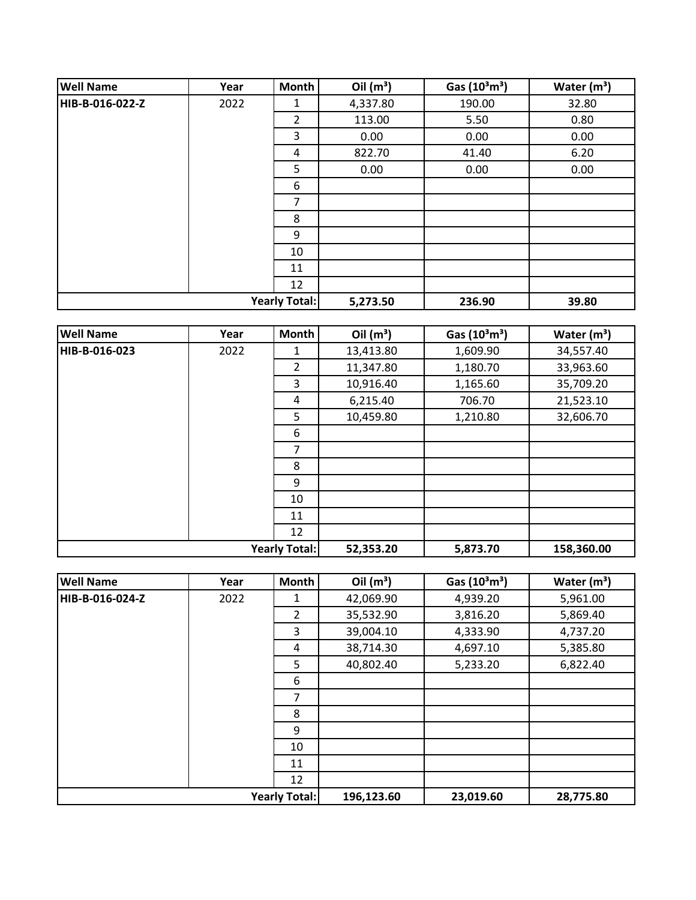| Well Name | Year | Month | Oil ($m^3$) | Gas ($10^3m^3$) | Water ($m^3$) |
| --- | --- | --- | --- | --- | --- |
| HIB-B-016-022-Z | 2022 | 1 | 4,337.80 | 190.00 | 32.80 |
| | | 2 | 113.00 | 5.50 | 0.80 |
| | | 3 | 0.00 | 0.00 | 0.00 |
| | | 4 | 822.70 | 41.40 | 6.20 |
| | | 5 | 0.00 | 0.00 | 0.00 |
| | | 6 | | | |
| | | 7 | | | |
| | | 8 | | | |
| | | 9 | | | |
| | | 10 | | | |
| | | 11 | | | |
| | | 12 | | | |
| | | **Yearly Total:** | **5,273.50** | **236.90** | **39.80** |

| Well Name | Year | Month | Oil ($m^3$) | Gas ($10^3m^3$) | Water ($m^3$) |
| --- | --- | --- | --- | --- | --- |
| HIB-B-016-023 | 2022 | 1 | 13,413.80 | 1,609.90 | 34,557.40 |
| | | 2 | 11,347.80 | 1,180.70 | 33,963.60 |
| | | 3 | 10,916.40 | 1,165.60 | 35,709.20 |
| | | 4 | 6,215.40 | 706.70 | 21,523.10 |
| | | 5 | 10,459.80 | 1,210.80 | 32,606.70 |
| | | 6 | | | |
| | | 7 | | | |
| | | 8 | | | |
| | | 9 | | | |
| | | 10 | | | |
| | | 11 | | | |
| | | 12 | | | |
| | | **Yearly Total:** | **52,353.20** | **5,873.70** | **158,360.00** |

| Well Name | Year | Month | Oil ($m^3$) | Gas ($10^3m^3$) | Water ($m^3$) |
| --- | --- | --- | --- | --- | --- |
| HIB-B-016-024-Z | 2022 | 1 | 42,069.90 | 4,939.20 | 5,961.00 |
| | | 2 | 35,532.90 | 3,816.20 | 5,869.40 |
| | | 3 | 39,004.10 | 4,333.90 | 4,737.20 |
| | | 4 | 38,714.30 | 4,697.10 | 5,385.80 |
| | | 5 | 40,802.40 | 5,233.20 | 6,822.40 |
| | | 6 | | | |
| | | 7 | | | |
| | | 8 | | | |
| | | 9 | | | |
| | | 10 | | | |
| | | 11 | | | |
| | | 12 | | | |
| | | **Yearly Total:** | **196,123.60** | **23,019.60** | **28,775.80** |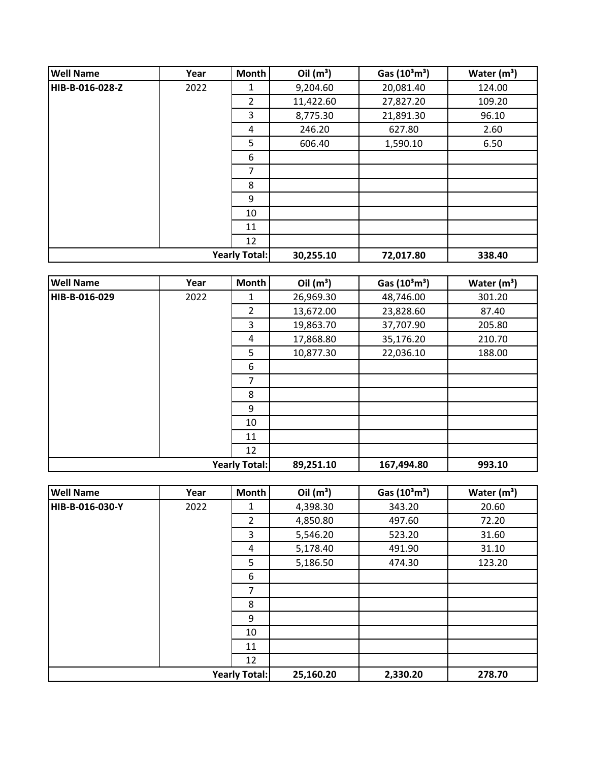| Well Name | Year | Month | Oil ($m^3$) | Gas ($10^3m^3$) | Water ($m^3$) |
|---|---|---|---|---|---|
| HIB-B-016-028-Z | 2022 | 1 | 9,204.60 | 20,081.40 | 124.00 |
| | | 2 | 11,422.60 | 27,827.20 | 109.20 |
| | | 3 | 8,775.30 | 21,891.30 | 96.10 |
| | | 4 | 246.20 | 627.80 | 2.60 |
| | | 5 | 606.40 | 1,590.10 | 6.50 |
| | | 6 | | | |
| | | 7 | | | |
| | | 8 | | | |
| | | 9 | | | |
| | | 10 | | | |
| | | 11 | | | |
| | | 12 | | | |
| | | **Yearly Total:** | **30,255.10** | **72,017.80** | **338.40** |

| Well Name | Year | Month | Oil ($m^3$) | Gas ($10^3m^3$) | Water ($m^3$) |
|---|---|---|---|---|---|
| HIB-B-016-029 | 2022 | 1 | 26,969.30 | 48,746.00 | 301.20 |
| | | 2 | 13,672.00 | 23,828.60 | 87.40 |
| | | 3 | 19,863.70 | 37,707.90 | 205.80 |
| | | 4 | 17,868.80 | 35,176.20 | 210.70 |
| | | 5 | 10,877.30 | 22,036.10 | 188.00 |
| | | 6 | | | |
| | | 7 | | | |
| | | 8 | | | |
| | | 9 | | | |
| | | 10 | | | |
| | | 11 | | | |
| | | 12 | | | |
| | | **Yearly Total:** | **89,251.10** | **167,494.80** | **993.10** |

| Well Name | Year | Month | Oil ($m^3$) | Gas ($10^3m^3$) | Water ($m^3$) |
|---|---|---|---|---|---|
| HIB-B-016-030-Y | 2022 | 1 | 4,398.30 | 343.20 | 20.60 |
| | | 2 | 4,850.80 | 497.60 | 72.20 |
| | | 3 | 5,546.20 | 523.20 | 31.60 |
| | | 4 | 5,178.40 | 491.90 | 31.10 |
| | | 5 | 5,186.50 | 474.30 | 123.20 |
| | | 6 | | | |
| | | 7 | | | |
| | | 8 | | | |
| | | 9 | | | |
| | | 10 | | | |
| | | 11 | | | |
| | | 12 | | | |
| | | **Yearly Total:** | **25,160.20** | **2,330.20** | **278.70** |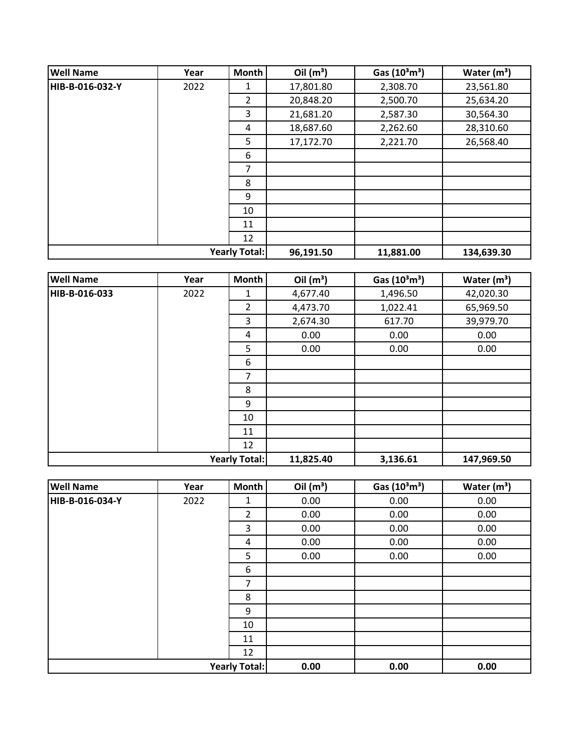| Well Name | Year | Month | Oil ($m^3$) | Gas ($10^3m^3$) | Water ($m^3$) |
|---|---|---|---|---|---|
| **HIB-B-016-032-Y** | 2022 | 1 | 17,801.80 | 2,308.70 | 23,561.80 |
| | | 2 | 20,848.20 | 2,500.70 | 25,634.20 |
| | | 3 | 21,681.20 | 2,587.30 | 30,564.30 |
| | | 4 | 18,687.60 | 2,262.60 | 28,310.60 |
| | | 5 | 17,172.70 | 2,221.70 | 26,568.40 |
| | | 6 | | | |
| | | 7 | | | |
| | | 8 | | | |
| | | 9 | | | |
| | | 10 | | | |
| | | 11 | | | |
| | | 12 | | | |
| | | **Yearly Total:** | **96,191.50** | **11,881.00** | **134,639.30** |

| Well Name | Year | Month | Oil ($m^3$) | Gas ($10^3m^3$) | Water ($m^3$) |
|---|---|---|---|---|---|
| **HIB-B-016-033** | 2022 | 1 | 4,677.40 | 1,496.50 | 42,020.30 |
| | | 2 | 4,473.70 | 1,022.41 | 65,969.50 |
| | | 3 | 2,674.30 | 617.70 | 39,979.70 |
| | | 4 | 0.00 | 0.00 | 0.00 |
| | | 5 | 0.00 | 0.00 | 0.00 |
| | | 6 | | | |
| | | 7 | | | |
| | | 8 | | | |
| | | 9 | | | |
| | | 10 | | | |
| | | 11 | | | |
| | | 12 | | | |
| | | **Yearly Total:** | **11,825.40** | **3,136.61** | **147,969.50** |

| Well Name | Year | Month | Oil ($m^3$) | Gas ($10^3m^3$) | Water ($m^3$) |
|---|---|---|---|---|---|
| **HIB-B-016-034-Y** | 2022 | 1 | 0.00 | 0.00 | 0.00 |
| | | 2 | 0.00 | 0.00 | 0.00 |
| | | 3 | 0.00 | 0.00 | 0.00 |
| | | 4 | 0.00 | 0.00 | 0.00 |
| | | 5 | 0.00 | 0.00 | 0.00 |
| | | 6 | | | |
| | | 7 | | | |
| | | 8 | | | |
| | | 9 | | | |
| | | 10 | | | |
| | | 11 | | | |
| | | 12 | | | |
| | | **Yearly Total:** | **0.00** | **0.00** | **0.00** |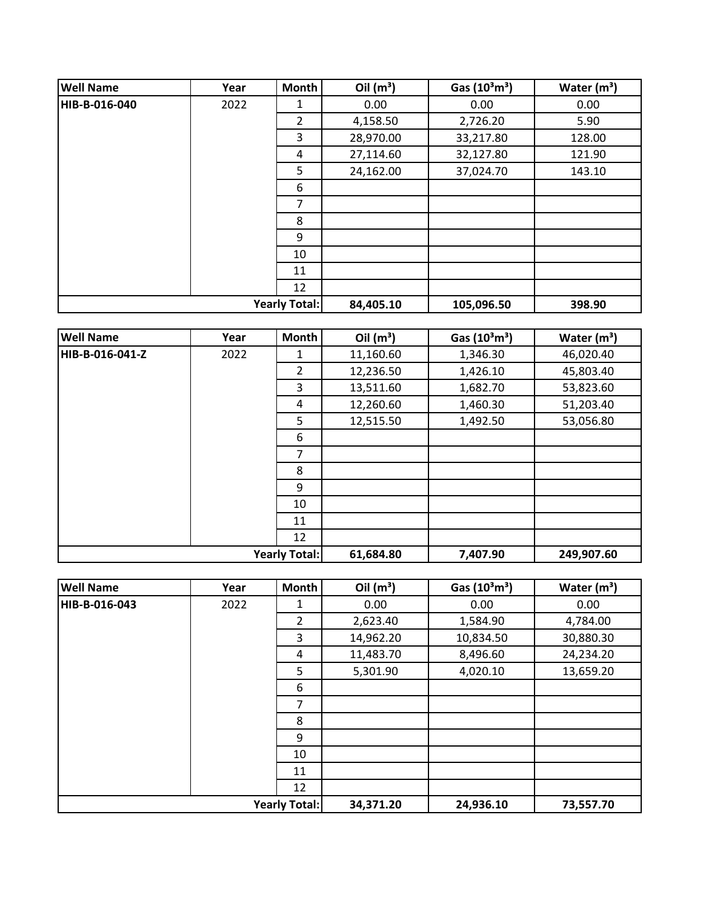| Well Name | Year | Month | Oil ($m^3$) | Gas ($10^3m^3$) | Water ($m^3$) |
|---|---|---|---|---|---|
| **HIB-B-016-040** | 2022 | 1 | 0.00 | 0.00 | 0.00 |
| | | 2 | 4,158.50 | 2,726.20 | 5.90 |
| | | 3 | 28,970.00 | 33,217.80 | 128.00 |
| | | 4 | 27,114.60 | 32,127.80 | 121.90 |
| | | 5 | 24,162.00 | 37,024.70 | 143.10 |
| | | 6 | | | |
| | | 7 | | | |
| | | 8 | | | |
| | | 9 | | | |
| | | 10 | | | |
| | | 11 | | | |
| | | 12 | | | |
| | | **Yearly Total:** | **84,405.10** | **105,096.50** | **398.90** |

| Well Name | Year | Month | Oil ($m^3$) | Gas ($10^3m^3$) | Water ($m^3$) |
|---|---|---|---|---|---|
| **HIB-B-016-041-Z** | 2022 | 1 | 11,160.60 | 1,346.30 | 46,020.40 |
| | | 2 | 12,236.50 | 1,426.10 | 45,803.40 |
| | | 3 | 13,511.60 | 1,682.70 | 53,823.60 |
| | | 4 | 12,260.60 | 1,460.30 | 51,203.40 |
| | | 5 | 12,515.50 | 1,492.50 | 53,056.80 |
| | | 6 | | | |
| | | 7 | | | |
| | | 8 | | | |
| | | 9 | | | |
| | | 10 | | | |
| | | 11 | | | |
| | | 12 | | | |
| | | **Yearly Total:** | **61,684.80** | **7,407.90** | **249,907.60** |

| Well Name | Year | Month | Oil ($m^3$) | Gas ($10^3m^3$) | Water ($m^3$) |
|---|---|---|---|---|---|
| **HIB-B-016-043** | 2022 | 1 | 0.00 | 0.00 | 0.00 |
| | | 2 | 2,623.40 | 1,584.90 | 4,784.00 |
| | | 3 | 14,962.20 | 10,834.50 | 30,880.30 |
| | | 4 | 11,483.70 | 8,496.60 | 24,234.20 |
| | | 5 | 5,301.90 | 4,020.10 | 13,659.20 |
| | | 6 | | | |
| | | 7 | | | |
| | | 8 | | | |
| | | 9 | | | |
| | | 10 | | | |
| | | 11 | | | |
| | | 12 | | | |
| | | **Yearly Total:** | **34,371.20** | **24,936.10** | **73,557.70** |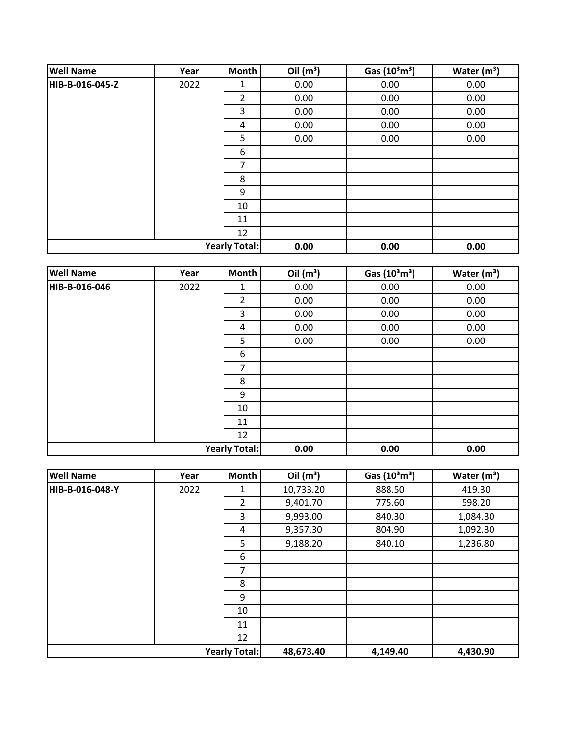| Well Name | Year | Month | Oil ($m^3$) | Gas ($10^3m^3$) | Water ($m^3$) |
|---|---|---|---|---|---|
| HIB-B-016-045-Z | 2022 | 1 | 0.00 | 0.00 | 0.00 |
| | | 2 | 0.00 | 0.00 | 0.00 |
| | | 3 | 0.00 | 0.00 | 0.00 |
| | | 4 | 0.00 | 0.00 | 0.00 |
| | | 5 | 0.00 | 0.00 | 0.00 |
| | | 6 | | | |
| | | 7 | | | |
| | | 8 | | | |
| | | 9 | | | |
| | | 10 | | | |
| | | 11 | | | |
| | | 12 | | | |
| | | **Yearly Total:** | **0.00** | **0.00** | **0.00** |

| Well Name | Year | Month | Oil ($m^3$) | Gas ($10^3m^3$) | Water ($m^3$) |
|---|---|---|---|---|---|
| HIB-B-016-046 | 2022 | 1 | 0.00 | 0.00 | 0.00 |
| | | 2 | 0.00 | 0.00 | 0.00 |
| | | 3 | 0.00 | 0.00 | 0.00 |
| | | 4 | 0.00 | 0.00 | 0.00 |
| | | 5 | 0.00 | 0.00 | 0.00 |
| | | 6 | | | |
| | | 7 | | | |
| | | 8 | | | |
| | | 9 | | | |
| | | 10 | | | |
| | | 11 | | | |
| | | 12 | | | |
| | | **Yearly Total:** | **0.00** | **0.00** | **0.00** |

| Well Name | Year | Month | Oil ($m^3$) | Gas ($10^3m^3$) | Water ($m^3$) |
|---|---|---|---|---|---|
| HIB-B-016-048-Y | 2022 | 1 | 10,733.20 | 888.50 | 419.30 |
| | | 2 | 9,401.70 | 775.60 | 598.20 |
| | | 3 | 9,993.00 | 840.30 | 1,084.30 |
| | | 4 | 9,357.30 | 804.90 | 1,092.30 |
| | | 5 | 9,188.20 | 840.10 | 1,236.80 |
| | | 6 | | | |
| | | 7 | | | |
| | | 8 | | | |
| | | 9 | | | |
| | | 10 | | | |
| | | 11 | | | |
| | | 12 | | | |
| | | **Yearly Total:** | **48,673.40** | **4,149.40** | **4,430.90** |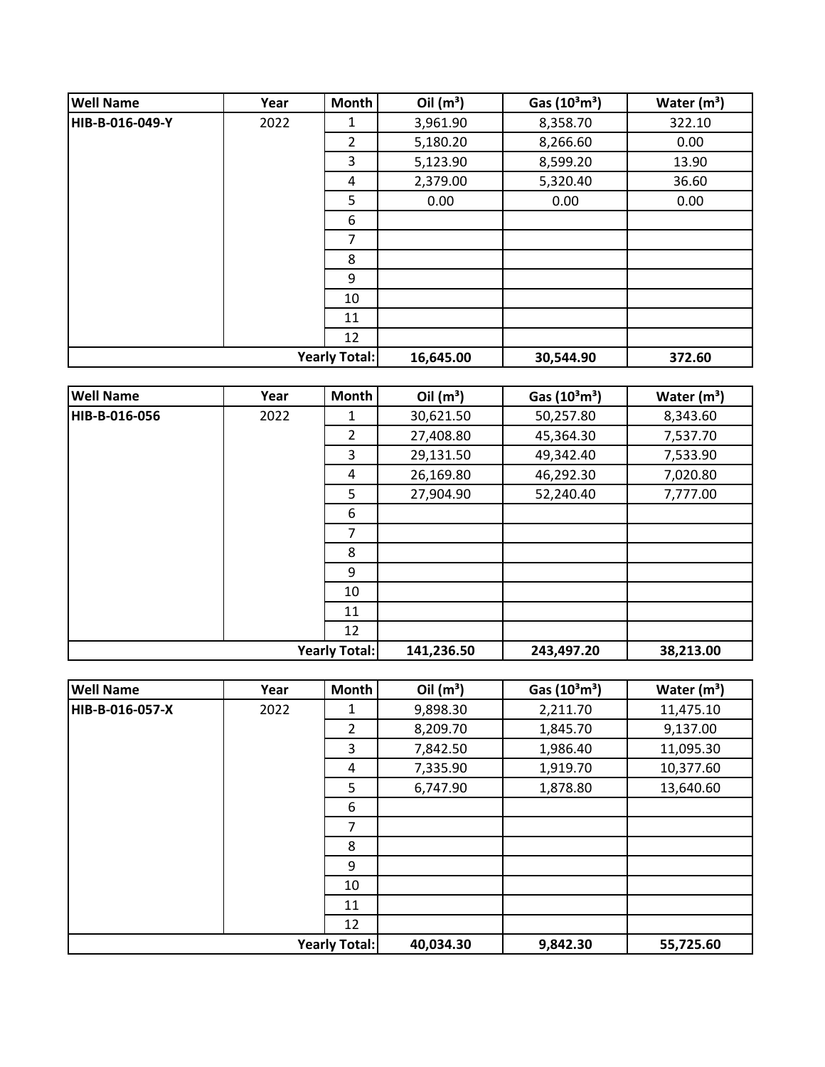| Well Name | Year | Month | Oil ($m^3$) | Gas ($10^3 m^3$) | Water ($m^3$) |
|---|---|---|---|---|---|
| HIB-B-016-049-Y | 2022 | 1 | 3,961.90 | 8,358.70 | 322.10 |
| | | 2 | 5,180.20 | 8,266.60 | 0.00 |
| | | 3 | 5,123.90 | 8,599.20 | 13.90 |
| | | 4 | 2,379.00 | 5,320.40 | 36.60 |
| | | 5 | 0.00 | 0.00 | 0.00 |
| | | 6 | | | |
| | | 7 | | | |
| | | 8 | | | |
| | | 9 | | | |
| | | 10 | | | |
| | | 11 | | | |
| | | 12 | | | |
| | | **Yearly Total:** | **16,645.00** | **30,544.90** | **372.60** |

| Well Name | Year | Month | Oil ($m^3$) | Gas ($10^3 m^3$) | Water ($m^3$) |
|---|---|---|---|---|---|
| HIB-B-016-056 | 2022 | 1 | 30,621.50 | 50,257.80 | 8,343.60 |
| | | 2 | 27,408.80 | 45,364.30 | 7,537.70 |
| | | 3 | 29,131.50 | 49,342.40 | 7,533.90 |
| | | 4 | 26,169.80 | 46,292.30 | 7,020.80 |
| | | 5 | 27,904.90 | 52,240.40 | 7,777.00 |
| | | 6 | | | |
| | | 7 | | | |
| | | 8 | | | |
| | | 9 | | | |
| | | 10 | | | |
| | | 11 | | | |
| | | 12 | | | |
| | | **Yearly Total:** | **141,236.50** | **243,497.20** | **38,213.00** |

| Well Name | Year | Month | Oil ($m^3$) | Gas ($10^3 m^3$) | Water ($m^3$) |
|---|---|---|---|---|---|
| HIB-B-016-057-X | 2022 | 1 | 9,898.30 | 2,211.70 | 11,475.10 |
| | | 2 | 8,209.70 | 1,845.70 | 9,137.00 |
| | | 3 | 7,842.50 | 1,986.40 | 11,095.30 |
| | | 4 | 7,335.90 | 1,919.70 | 10,377.60 |
| | | 5 | 6,747.90 | 1,878.80 | 13,640.60 |
| | | 6 | | | |
| | | 7 | | | |
| | | 8 | | | |
| | | 9 | | | |
| | | 10 | | | |
| | | 11 | | | |
| | | 12 | | | |
| | | **Yearly Total:** | **40,034.30** | **9,842.30** | **55,725.60** |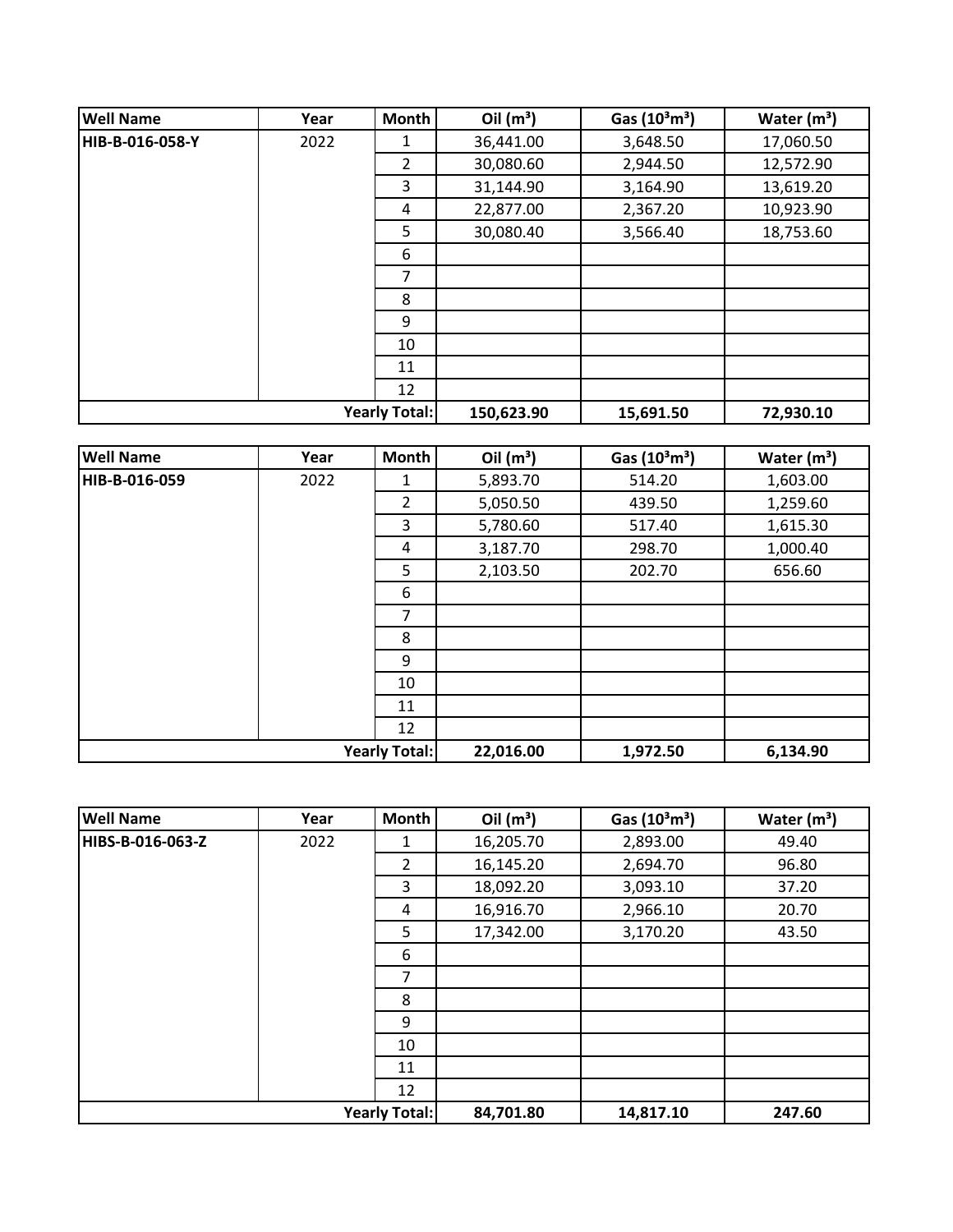| Well Name | Year | Month | Oil ($m^3$) | Gas ($10^3 m^3$) | Water ($m^3$) |
|---|---|---|---|---|---|
| **HIB-B-016-058-Y** | 2022 | 1 | 36,441.00 | 3,648.50 | 17,060.50 |
| | | 2 | 30,080.60 | 2,944.50 | 12,572.90 |
| | | 3 | 31,144.90 | 3,164.90 | 13,619.20 |
| | | 4 | 22,877.00 | 2,367.20 | 10,923.90 |
| | | 5 | 30,080.40 | 3,566.40 | 18,753.60 |
| | | 6 | | | |
| | | 7 | | | |
| | | 8 | | | |
| | | 9 | | | |
| | | 10 | | | |
| | | 11 | | | |
| | | 12 | | | |
| | | **Yearly Total:** | **150,623.90** | **15,691.50** | **72,930.10** |

| Well Name | Year | Month | Oil ($m^3$) | Gas ($10^3 m^3$) | Water ($m^3$) |
|---|---|---|---|---|---|
| **HIB-B-016-059** | 2022 | 1 | 5,893.70 | 514.20 | 1,603.00 |
| | | 2 | 5,050.50 | 439.50 | 1,259.60 |
| | | 3 | 5,780.60 | 517.40 | 1,615.30 |
| | | 4 | 3,187.70 | 298.70 | 1,000.40 |
| | | 5 | 2,103.50 | 202.70 | 656.60 |
| | | 6 | | | |
| | | 7 | | | |
| | | 8 | | | |
| | | 9 | | | |
| | | 10 | | | |
| | | 11 | | | |
| | | 12 | | | |
| | | **Yearly Total:** | **22,016.00** | **1,972.50** | **6,134.90** |

| Well Name | Year | Month | Oil ($m^3$) | Gas ($10^3 m^3$) | Water ($m^3$) |
|---|---|---|---|---|---|
| **HIBS-B-016-063-Z** | 2022 | 1 | 16,205.70 | 2,893.00 | 49.40 |
| | | 2 | 16,145.20 | 2,694.70 | 96.80 |
| | | 3 | 18,092.20 | 3,093.10 | 37.20 |
| | | 4 | 16,916.70 | 2,966.10 | 20.70 |
| | | 5 | 17,342.00 | 3,170.20 | 43.50 |
| | | 6 | | | |
| | | 7 | | | |
| | | 8 | | | |
| | | 9 | | | |
| | | 10 | | | |
| | | 11 | | | |
| | | 12 | | | |
| | | **Yearly Total:** | **84,701.80** | **14,817.10** | **247.60** |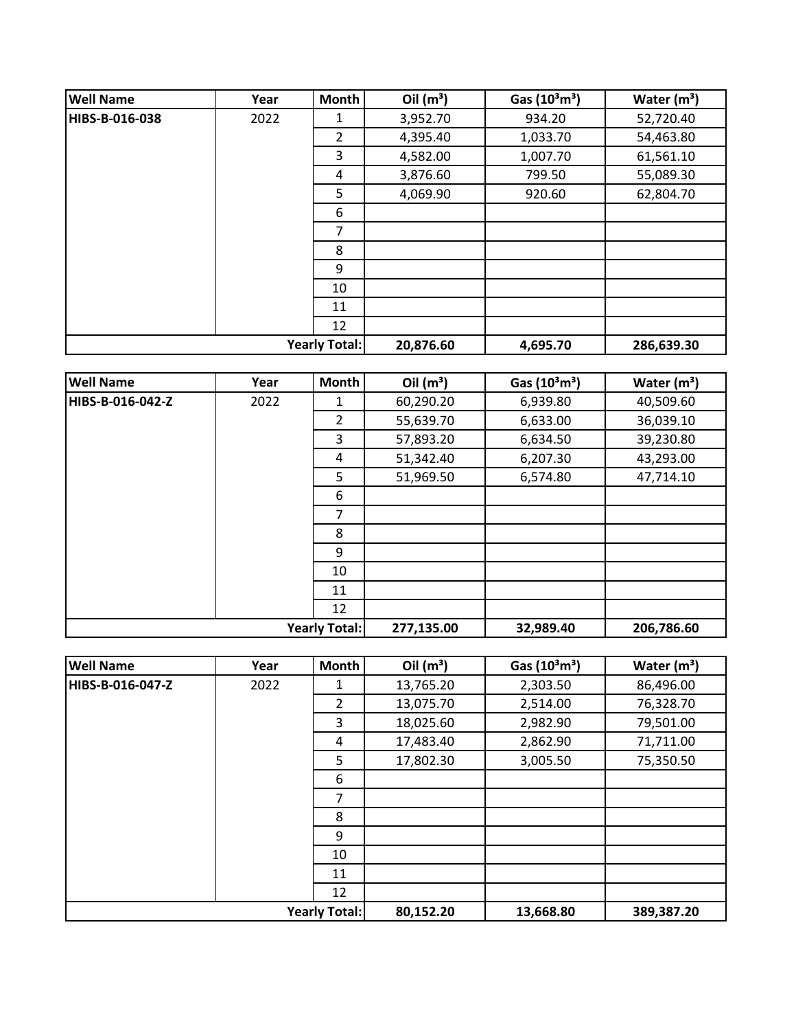| Well Name | Year | Month | Oil ($m^3$) | Gas ($10^3 m^3$) | Water ($m^3$) |
|---|---|---|---|---|---|
| HIBS-B-016-038 | 2022 | 1 | 3,952.70 | 934.20 | 52,720.40 |
| | | 2 | 4,395.40 | 1,033.70 | 54,463.80 |
| | | 3 | 4,582.00 | 1,007.70 | 61,561.10 |
| | | 4 | 3,876.60 | 799.50 | 55,089.30 |
| | | 5 | 4,069.90 | 920.60 | 62,804.70 |
| | | 6 | | | |
| | | 7 | | | |
| | | 8 | | | |
| | | 9 | | | |
| | | 10 | | | |
| | | 11 | | | |
| | | 12 | | | |
| | | **Yearly Total:** | **20,876.60** | **4,695.70** | **286,639.30** |

| Well Name | Year | Month | Oil ($m^3$) | Gas ($10^3 m^3$) | Water ($m^3$) |
|---|---|---|---|---|---|
| HIBS-B-016-042-Z | 2022 | 1 | 60,290.20 | 6,939.80 | 40,509.60 |
| | | 2 | 55,639.70 | 6,633.00 | 36,039.10 |
| | | 3 | 57,893.20 | 6,634.50 | 39,230.80 |
| | | 4 | 51,342.40 | 6,207.30 | 43,293.00 |
| | | 5 | 51,969.50 | 6,574.80 | 47,714.10 |
| | | 6 | | | |
| | | 7 | | | |
| | | 8 | | | |
| | | 9 | | | |
| | | 10 | | | |
| | | 11 | | | |
| | | 12 | | | |
| | | **Yearly Total:** | **277,135.00** | **32,989.40** | **206,786.60** |

| Well Name | Year | Month | Oil ($m^3$) | Gas ($10^3 m^3$) | Water ($m^3$) |
|---|---|---|---|---|---|
| HIBS-B-016-047-Z | 2022 | 1 | 13,765.20 | 2,303.50 | 86,496.00 |
| | | 2 | 13,075.70 | 2,514.00 | 76,328.70 |
| | | 3 | 18,025.60 | 2,982.90 | 79,501.00 |
| | | 4 | 17,483.40 | 2,862.90 | 71,711.00 |
| | | 5 | 17,802.30 | 3,005.50 | 75,350.50 |
| | | 6 | | | |
| | | 7 | | | |
| | | 8 | | | |
| | | 9 | | | |
| | | 10 | | | |
| | | 11 | | | |
| | | 12 | | | |
| | | **Yearly Total:** | **80,152.20** | **13,668.80** | **389,387.20** |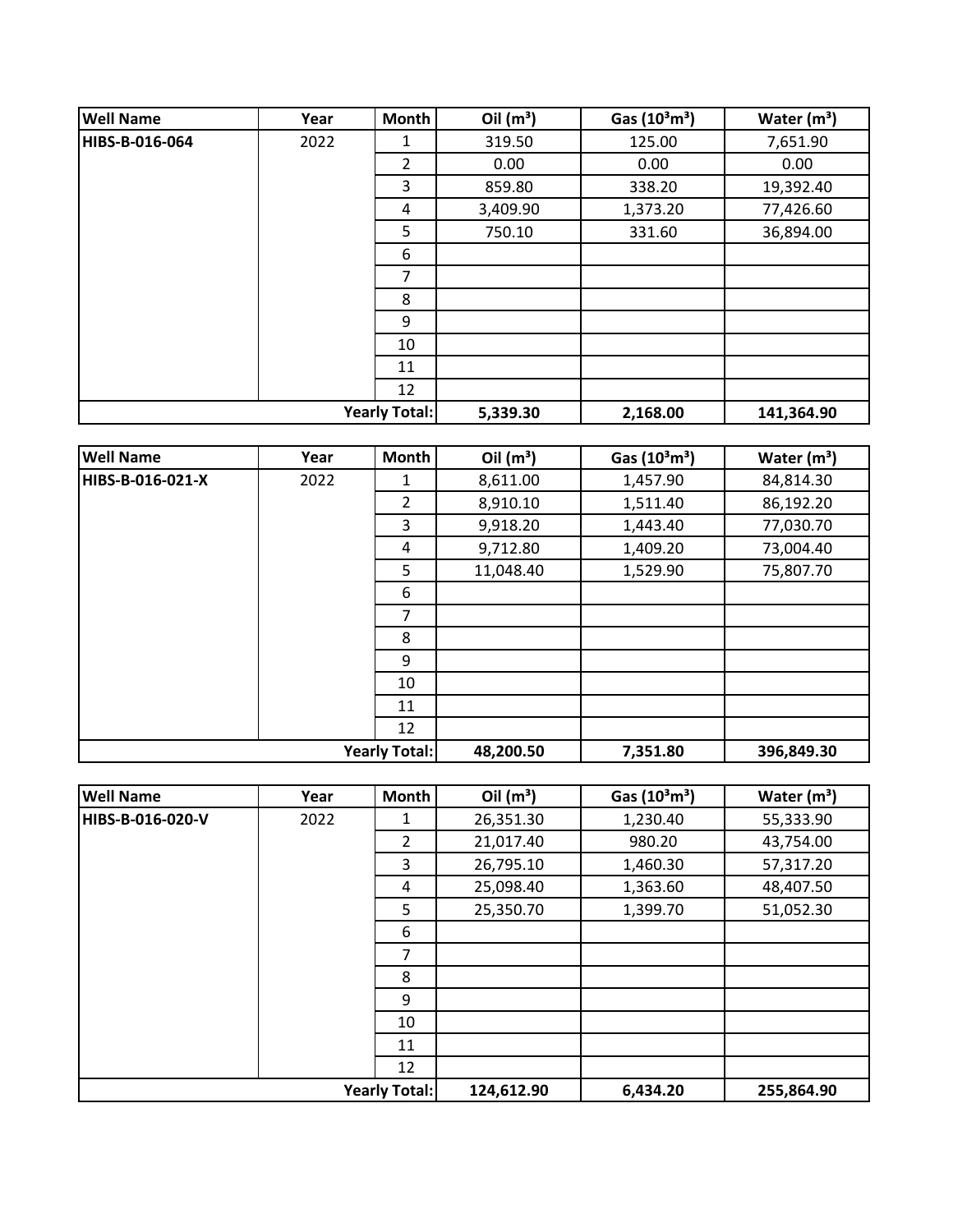| Well Name | Year | Month | Oil ($m^3$) | Gas ($10^3m^3$) | Water ($m^3$) |
|---|---|---|---|---|---|
| HIBS-B-016-064 | 2022 | 1 | 319.50 | 125.00 | 7,651.90 |
| | | 2 | 0.00 | 0.00 | 0.00 |
| | | 3 | 859.80 | 338.20 | 19,392.40 |
| | | 4 | 3,409.90 | 1,373.20 | 77,426.60 |
| | | 5 | 750.10 | 331.60 | 36,894.00 |
| | | 6 | | | |
| | | 7 | | | |
| | | 8 | | | |
| | | 9 | | | |
| | | 10 | | | |
| | | 11 | | | |
| | | 12 | | | |
| | | **Yearly Total:** | **5,339.30** | **2,168.00** | **141,364.90** |

| Well Name | Year | Month | Oil ($m^3$) | Gas ($10^3m^3$) | Water ($m^3$) |
|---|---|---|---|---|---|
| HIBS-B-016-021-X | 2022 | 1 | 8,611.00 | 1,457.90 | 84,814.30 |
| | | 2 | 8,910.10 | 1,511.40 | 86,192.20 |
| | | 3 | 9,918.20 | 1,443.40 | 77,030.70 |
| | | 4 | 9,712.80 | 1,409.20 | 73,004.40 |
| | | 5 | 11,048.40 | 1,529.90 | 75,807.70 |
| | | 6 | | | |
| | | 7 | | | |
| | | 8 | | | |
| | | 9 | | | |
| | | 10 | | | |
| | | 11 | | | |
| | | 12 | | | |
| | | **Yearly Total:** | **48,200.50** | **7,351.80** | **396,849.30** |

| Well Name | Year | Month | Oil ($m^3$) | Gas ($10^3m^3$) | Water ($m^3$) |
|---|---|---|---|---|---|
| HIBS-B-016-020-V | 2022 | 1 | 26,351.30 | 1,230.40 | 55,333.90 |
| | | 2 | 21,017.40 | 980.20 | 43,754.00 |
| | | 3 | 26,795.10 | 1,460.30 | 57,317.20 |
| | | 4 | 25,098.40 | 1,363.60 | 48,407.50 |
| | | 5 | 25,350.70 | 1,399.70 | 51,052.30 |
| | | 6 | | | |
| | | 7 | | | |
| | | 8 | | | |
| | | 9 | | | |
| | | 10 | | | |
| | | 11 | | | |
| | | 12 | | | |
| | | **Yearly Total:** | **124,612.90** | **6,434.20** | **255,864.90** |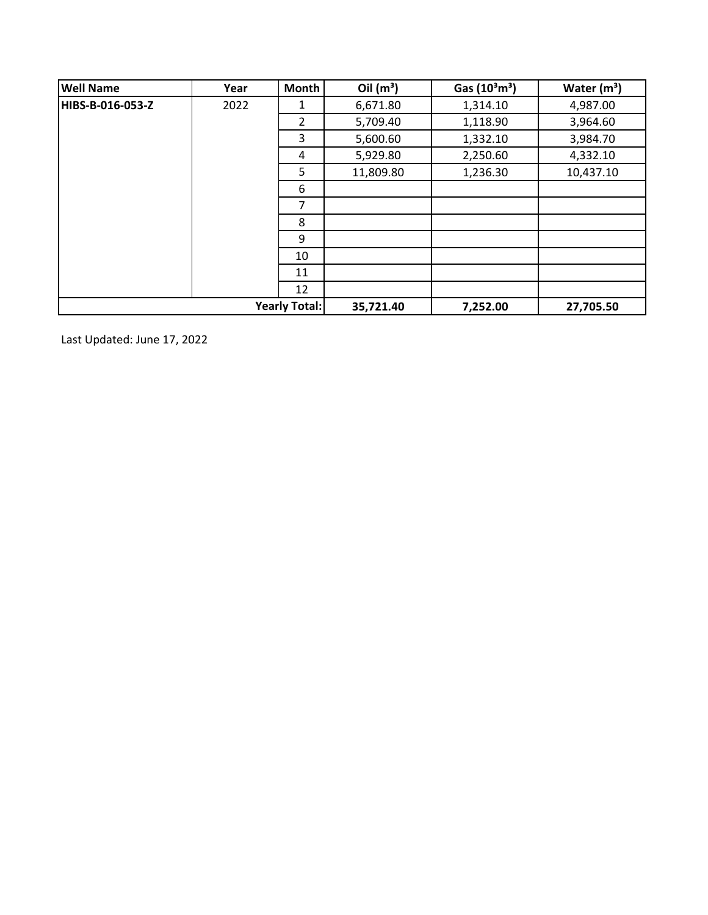| Well Name | Year | Month | Oil ($m^3$) | Gas ($10^3m^3$) | Water ($m^3$) |
|---|---|---|---|---|---|
| **HIBS-B-016-053-Z** | 2022 | 1 | 6,671.80 | 1,314.10 | 4,987.00 |
| | | 2 | 5,709.40 | 1,118.90 | 3,964.60 |
| | | 3 | 5,600.60 | 1,332.10 | 3,984.70 |
| | | 4 | 5,929.80 | 2,250.60 | 4,332.10 |
| | | 5 | 11,809.80 | 1,236.30 | 10,437.10 |
| | | 6 | | | |
| | | 7 | | | |
| | | 8 | | | |
| | | 9 | | | |
| | | 10 | | | |
| | | 11 | | | |
| | | 12 | | | |
| | | **Yearly Total:** | **35,721.40** | **7,252.00** | **27,705.50** |

Last Updated: June 17, 2022